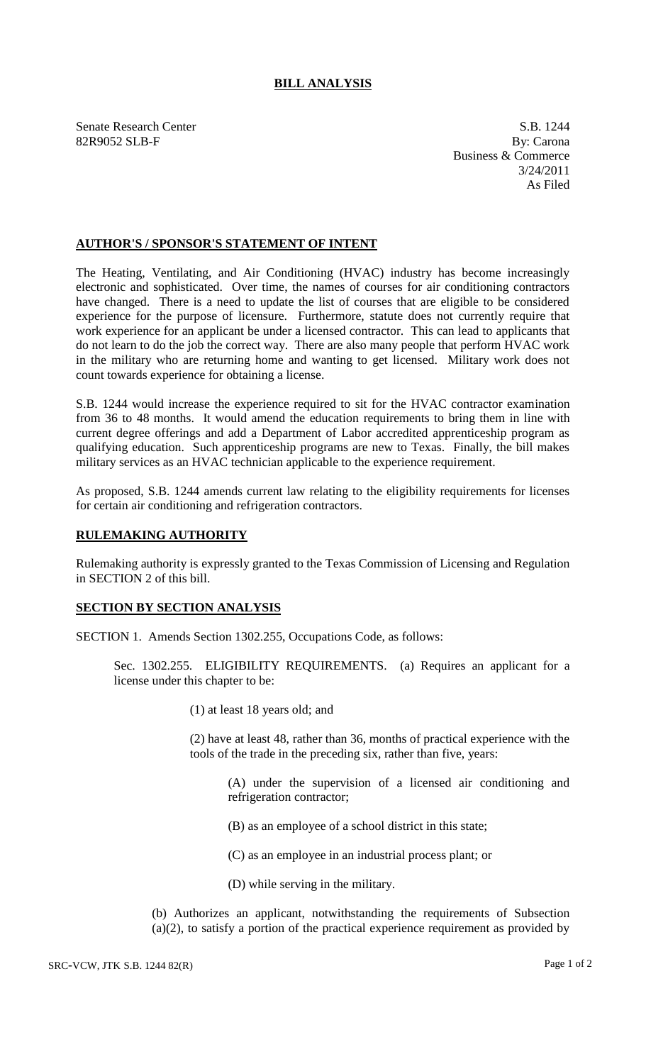# BILL ANALYSIS

Senate Research Center
82R9052 SLB-F

S.B. 1244
By: Carona
Business & Commerce
3/24/2011
As Filed

## AUTHOR'S / SPONSOR'S STATEMENT OF INTENT

The Heating, Ventilating, and Air Conditioning (HVAC) industry has become increasingly electronic and sophisticated. Over time, the names of courses for air conditioning contractors have changed. There is a need to update the list of courses that are eligible to be considered experience for the purpose of licensure. Furthermore, statute does not currently require that work experience for an applicant be under a licensed contractor. This can lead to applicants that do not learn to do the job the correct way. There are also many people that perform HVAC work in the military who are returning home and wanting to get licensed. Military work does not count towards experience for obtaining a license.

S.B. 1244 would increase the experience required to sit for the HVAC contractor examination from 36 to 48 months. It would amend the education requirements to bring them in line with current degree offerings and add a Department of Labor accredited apprenticeship program as qualifying education. Such apprenticeship programs are new to Texas. Finally, the bill makes military services as an HVAC technician applicable to the experience requirement.

As proposed, S.B. 1244 amends current law relating to the eligibility requirements for licenses for certain air conditioning and refrigeration contractors.

## RULEMAKING AUTHORITY

Rulemaking authority is expressly granted to the Texas Commission of Licensing and Regulation in SECTION 2 of this bill.

## SECTION BY SECTION ANALYSIS

SECTION 1. Amends Section 1302.255, Occupations Code, as follows:

Sec. 1302.255. ELIGIBILITY REQUIREMENTS. (a) Requires an applicant for a license under this chapter to be:

(1) at least 18 years old; and

(2) have at least 48, rather than 36, months of practical experience with the tools of the trade in the preceding six, rather than five, years:

(A) under the supervision of a licensed air conditioning and refrigeration contractor;

(B) as an employee of a school district in this state;

(C) as an employee in an industrial process plant; or

(D) while serving in the military.

(b) Authorizes an applicant, notwithstanding the requirements of Subsection (a)(2), to satisfy a portion of the practical experience requirement as provided by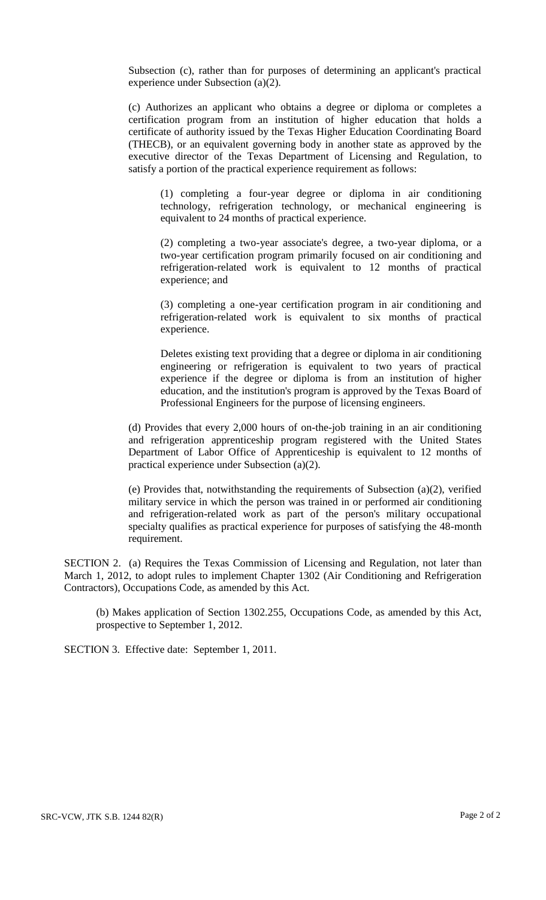Subsection (c), rather than for purposes of determining an applicant's practical experience under Subsection (a)(2).

(c) Authorizes an applicant who obtains a degree or diploma or completes a certification program from an institution of higher education that holds a certificate of authority issued by the Texas Higher Education Coordinating Board (THECB), or an equivalent governing body in another state as approved by the executive director of the Texas Department of Licensing and Regulation, to satisfy a portion of the practical experience requirement as follows:

(1) completing a four-year degree or diploma in air conditioning technology, refrigeration technology, or mechanical engineering is equivalent to 24 months of practical experience.

(2) completing a two-year associate's degree, a two-year diploma, or a two-year certification program primarily focused on air conditioning and refrigeration-related work is equivalent to 12 months of practical experience; and

(3) completing a one-year certification program in air conditioning and refrigeration-related work is equivalent to six months of practical experience.

Deletes existing text providing that a degree or diploma in air conditioning engineering or refrigeration is equivalent to two years of practical experience if the degree or diploma is from an institution of higher education, and the institution's program is approved by the Texas Board of Professional Engineers for the purpose of licensing engineers.

(d) Provides that every 2,000 hours of on-the-job training in an air conditioning and refrigeration apprenticeship program registered with the United States Department of Labor Office of Apprenticeship is equivalent to 12 months of practical experience under Subsection (a)(2).

(e) Provides that, notwithstanding the requirements of Subsection (a)(2), verified military service in which the person was trained in or performed air conditioning and refrigeration-related work as part of the person's military occupational specialty qualifies as practical experience for purposes of satisfying the 48-month requirement.

SECTION 2. (a) Requires the Texas Commission of Licensing and Regulation, not later than March 1, 2012, to adopt rules to implement Chapter 1302 (Air Conditioning and Refrigeration Contractors), Occupations Code, as amended by this Act.

(b) Makes application of Section 1302.255, Occupations Code, as amended by this Act, prospective to September 1, 2012.

SECTION 3. Effective date: September 1, 2011.